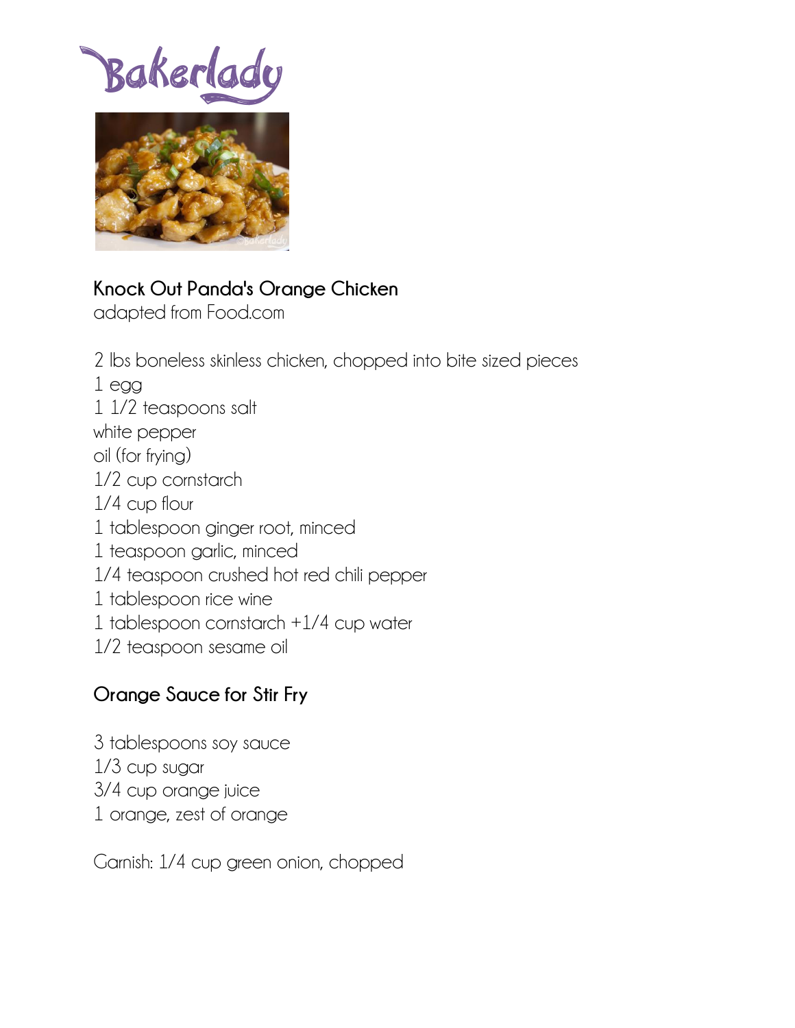Bakerlady

**Knock Out Panda's Orange Chicken**

adapted from Food.com

2 lbs boneless skinless chicken, chopped into bite sized pieces
1 egg
1 1/2 teaspoons salt
white pepper
oil (for frying)
1/2 cup cornstarch
1/4 cup flour
1 tablespoon ginger root, minced
1 teaspoon garlic, minced
1/4 teaspoon crushed hot red chili pepper
1 tablespoon rice wine
1 tablespoon cornstarch +1/4 cup water
1/2 teaspoon sesame oil

**Orange Sauce for Stir Fry**

3 tablespoons soy sauce
1/3 cup sugar
3/4 cup orange juice
1 orange, zest of orange

Garnish: 1/4 cup green onion, chopped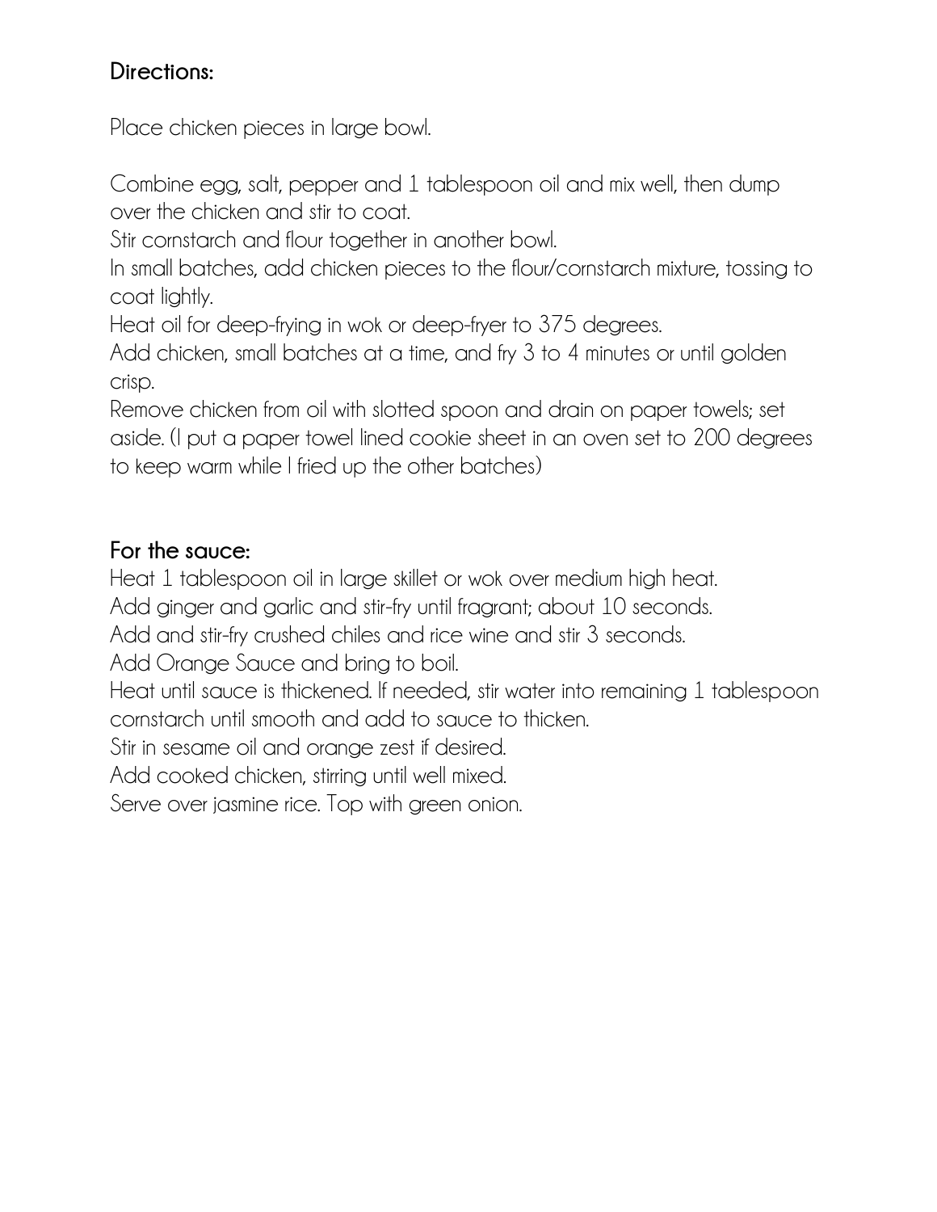**Directions:**

Place chicken pieces in large bowl.

Combine egg, salt, pepper and 1 tablespoon oil and mix well, then dump over the chicken and stir to coat.

Stir cornstarch and flour together in another bowl.

In small batches, add chicken pieces to the flour/cornstarch mixture, tossing to coat lightly.

Heat oil for deep-frying in wok or deep-fryer to 375 degrees.

Add chicken, small batches at a time, and fry 3 to 4 minutes or until golden crisp.

Remove chicken from oil with slotted spoon and drain on paper towels; set aside. (I put a paper towel lined cookie sheet in an oven set to 200 degrees to keep warm while I fried up the other batches)

**For the sauce:**

Heat 1 tablespoon oil in large skillet or wok over medium high heat.

Add ginger and garlic and stir-fry until fragrant; about 10 seconds.

Add and stir-fry crushed chiles and rice wine and stir 3 seconds.

Add Orange Sauce and bring to boil.

Heat until sauce is thickened. If needed, stir water into remaining 1 tablespoon cornstarch until smooth and add to sauce to thicken.

Stir in sesame oil and orange zest if desired.

Add cooked chicken, stirring until well mixed.

Serve over jasmine rice. Top with green onion.